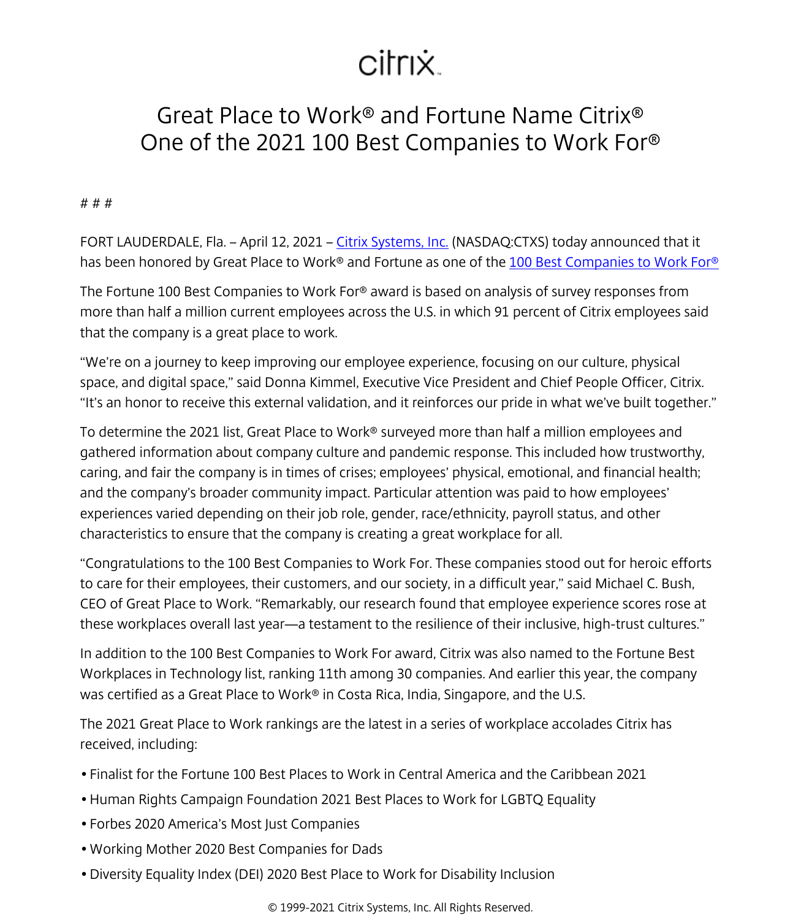citrix

# Great Place to Work® and Fortune Name Citrix® One of the 2021 100 Best Companies to Work For®

# # #

FORT LAUDERDALE, Fla. – April 12, 2021 – Citrix Systems, Inc. (NASDAQ:CTXS) today announced that it has been honored by Great Place to Work® and Fortune as one of the 100 Best Companies to Work For®

The Fortune 100 Best Companies to Work For® award is based on analysis of survey responses from more than half a million current employees across the U.S. in which 91 percent of Citrix employees said that the company is a great place to work.

"We're on a journey to keep improving our employee experience, focusing on our culture, physical space, and digital space," said Donna Kimmel, Executive Vice President and Chief People Officer, Citrix. "It's an honor to receive this external validation, and it reinforces our pride in what we've built together."

To determine the 2021 list, Great Place to Work® surveyed more than half a million employees and gathered information about company culture and pandemic response. This included how trustworthy, caring, and fair the company is in times of crises; employees' physical, emotional, and financial health; and the company's broader community impact. Particular attention was paid to how employees' experiences varied depending on their job role, gender, race/ethnicity, payroll status, and other characteristics to ensure that the company is creating a great workplace for all.

"Congratulations to the 100 Best Companies to Work For. These companies stood out for heroic efforts to care for their employees, their customers, and our society, in a difficult year," said Michael C. Bush, CEO of Great Place to Work. "Remarkably, our research found that employee experience scores rose at these workplaces overall last year—a testament to the resilience of their inclusive, high-trust cultures."

In addition to the 100 Best Companies to Work For award, Citrix was also named to the Fortune Best Workplaces in Technology list, ranking 11th among 30 companies. And earlier this year, the company was certified as a Great Place to Work® in Costa Rica, India, Singapore, and the U.S.

The 2021 Great Place to Work rankings are the latest in a series of workplace accolades Citrix has received, including:

- Finalist for the Fortune 100 Best Places to Work in Central America and the Caribbean 2021
- Human Rights Campaign Foundation 2021 Best Places to Work for LGBTQ Equality
- Forbes 2020 America's Most Just Companies
- Working Mother 2020 Best Companies for Dads
- Diversity Equality Index (DEI) 2020 Best Place to Work for Disability Inclusion

© 1999-2021 Citrix Systems, Inc. All Rights Reserved.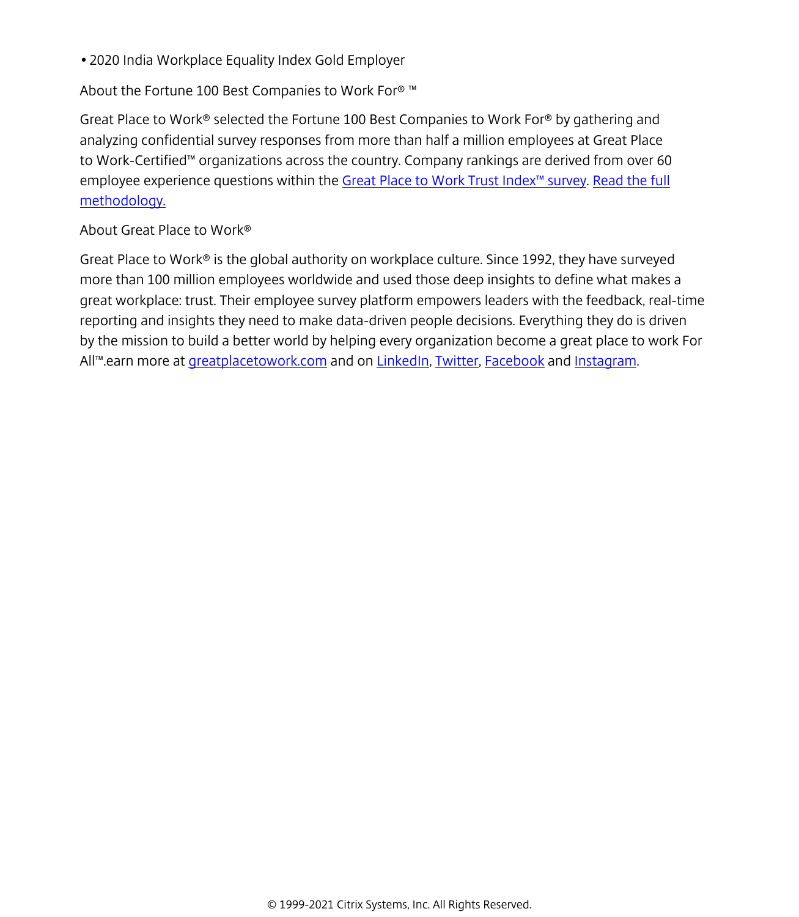• 2020 India Workplace Equality Index Gold Employer

About the Fortune 100 Best Companies to Work For® ™

Great Place to Work® selected the Fortune 100 Best Companies to Work For® by gathering and analyzing confidential survey responses from more than half a million employees at Great Place to Work-Certified™ organizations across the country. Company rankings are derived from over 60 employee experience questions within the Great Place to Work Trust Index™ survey. Read the full methodology.

About Great Place to Work®

Great Place to Work® is the global authority on workplace culture. Since 1992, they have surveyed more than 100 million employees worldwide and used those deep insights to define what makes a great workplace: trust. Their employee survey platform empowers leaders with the feedback, real-time reporting and insights they need to make data-driven people decisions. Everything they do is driven by the mission to build a better world by helping every organization become a great place to work For All™.earn more at greatplacetowork.com and on LinkedIn, Twitter, Facebook and Instagram.

© 1999-2021 Citrix Systems, Inc. All Rights Reserved.